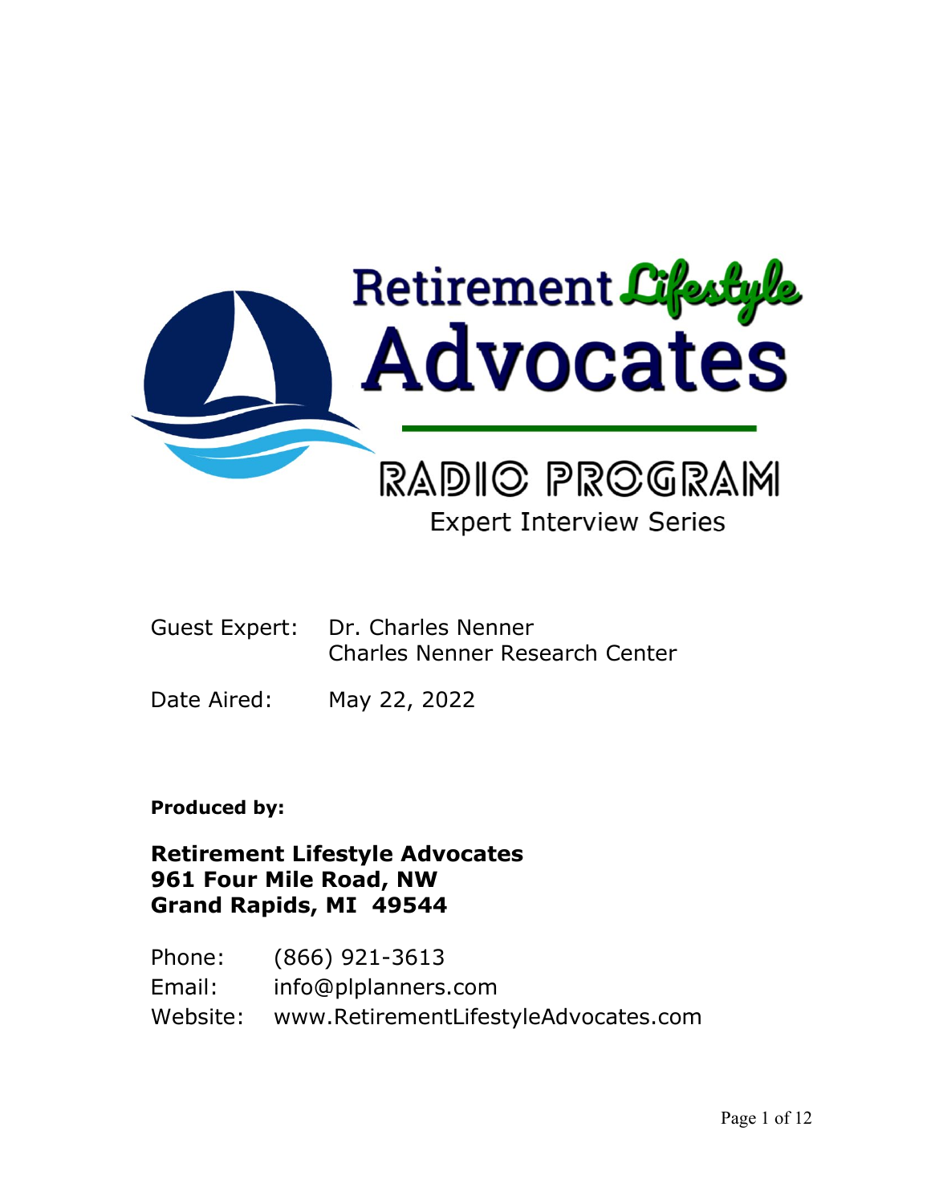# Retirement Lifestyle Advocates

## RADIO PROGRAM

### Expert Interview Series

Guest Expert: Dr. Charles Nenner
Charles Nenner Research Center

Date Aired: May 22, 2022

**Produced by:**

**Retirement Lifestyle Advocates**
**961 Four Mile Road, NW**
**Grand Rapids, MI 49544**

Phone: (866) 921-3613
Email: info@plplanners.com
Website: www.RetirementLifestyleAdvocates.com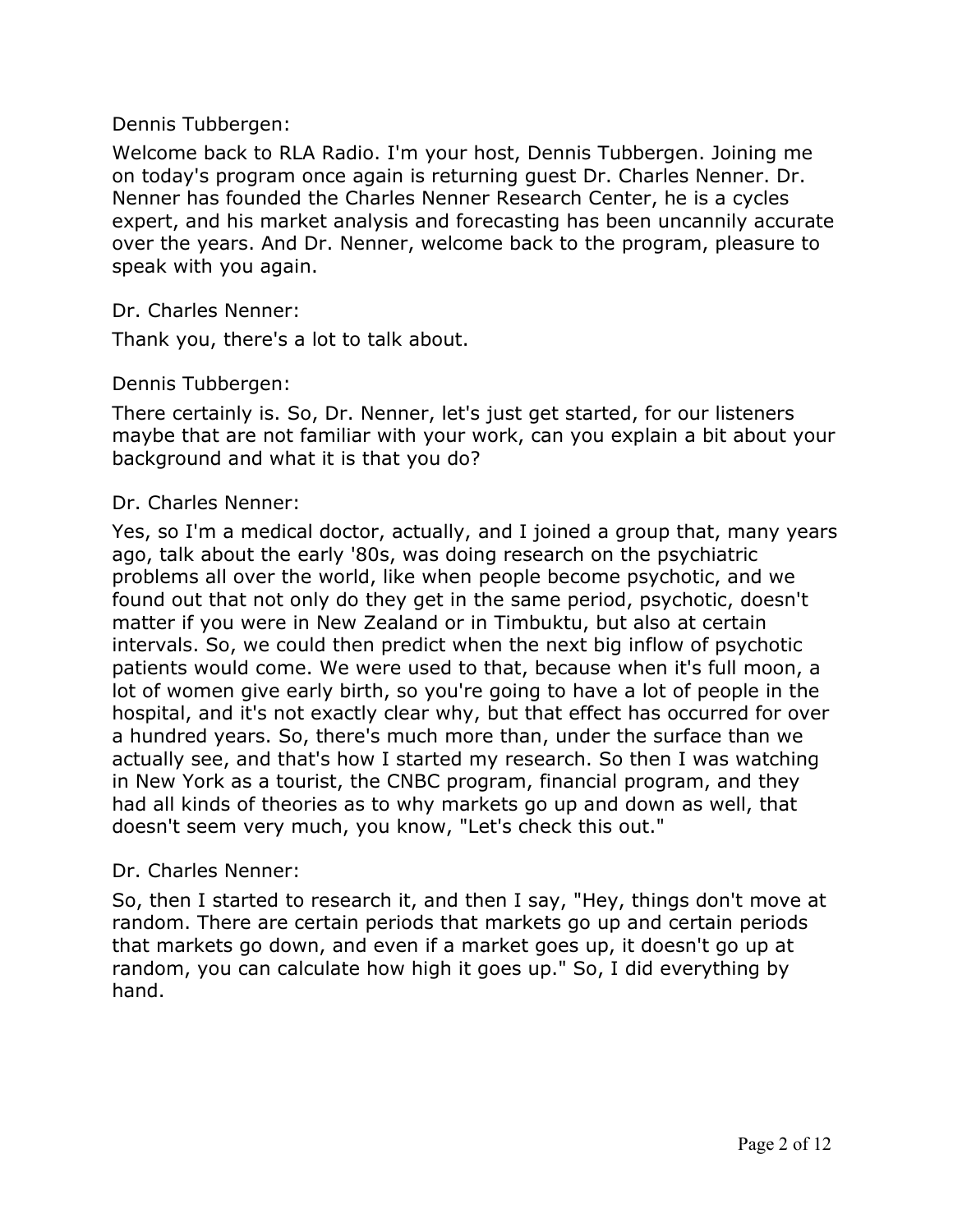Dennis Tubbergen:

Welcome back to RLA Radio. I'm your host, Dennis Tubbergen. Joining me on today's program once again is returning guest Dr. Charles Nenner. Dr. Nenner has founded the Charles Nenner Research Center, he is a cycles expert, and his market analysis and forecasting has been uncannily accurate over the years. And Dr. Nenner, welcome back to the program, pleasure to speak with you again.

Dr. Charles Nenner:

Thank you, there's a lot to talk about.

Dennis Tubbergen:

There certainly is. So, Dr. Nenner, let's just get started, for our listeners maybe that are not familiar with your work, can you explain a bit about your background and what it is that you do?

Dr. Charles Nenner:

Yes, so I'm a medical doctor, actually, and I joined a group that, many years ago, talk about the early '80s, was doing research on the psychiatric problems all over the world, like when people become psychotic, and we found out that not only do they get in the same period, psychotic, doesn't matter if you were in New Zealand or in Timbuktu, but also at certain intervals. So, we could then predict when the next big inflow of psychotic patients would come. We were used to that, because when it's full moon, a lot of women give early birth, so you're going to have a lot of people in the hospital, and it's not exactly clear why, but that effect has occurred for over a hundred years. So, there's much more than, under the surface than we actually see, and that's how I started my research. So then I was watching in New York as a tourist, the CNBC program, financial program, and they had all kinds of theories as to why markets go up and down as well, that doesn't seem very much, you know, "Let's check this out."

Dr. Charles Nenner:

So, then I started to research it, and then I say, "Hey, things don't move at random. There are certain periods that markets go up and certain periods that markets go down, and even if a market goes up, it doesn't go up at random, you can calculate how high it goes up." So, I did everything by hand.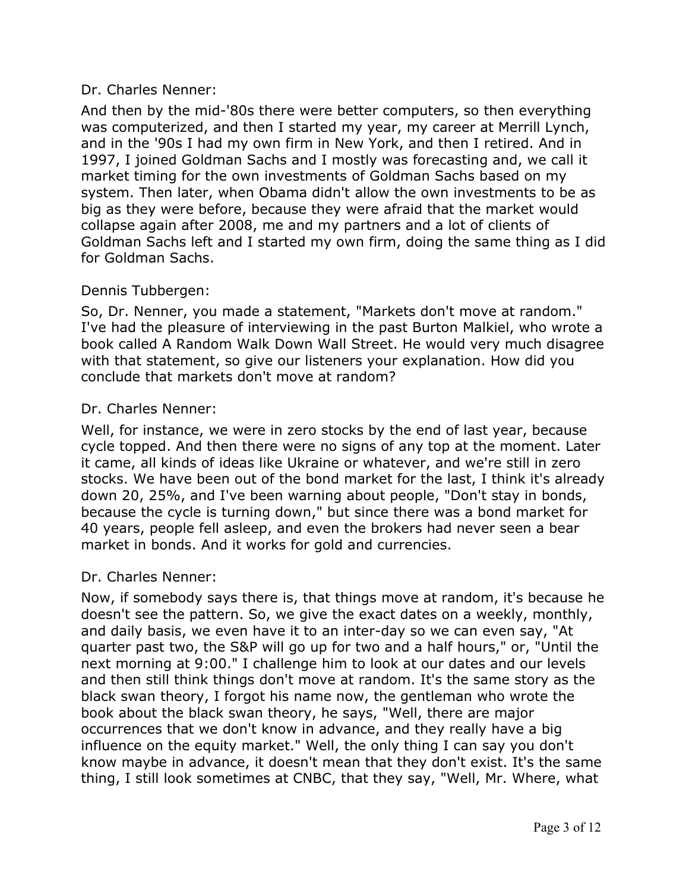Dr. Charles Nenner:

And then by the mid-'80s there were better computers, so then everything was computerized, and then I started my year, my career at Merrill Lynch, and in the '90s I had my own firm in New York, and then I retired. And in 1997, I joined Goldman Sachs and I mostly was forecasting and, we call it market timing for the own investments of Goldman Sachs based on my system. Then later, when Obama didn't allow the own investments to be as big as they were before, because they were afraid that the market would collapse again after 2008, me and my partners and a lot of clients of Goldman Sachs left and I started my own firm, doing the same thing as I did for Goldman Sachs.

Dennis Tubbergen:

So, Dr. Nenner, you made a statement, "Markets don't move at random." I've had the pleasure of interviewing in the past Burton Malkiel, who wrote a book called A Random Walk Down Wall Street. He would very much disagree with that statement, so give our listeners your explanation. How did you conclude that markets don't move at random?

Dr. Charles Nenner:

Well, for instance, we were in zero stocks by the end of last year, because cycle topped. And then there were no signs of any top at the moment. Later it came, all kinds of ideas like Ukraine or whatever, and we're still in zero stocks. We have been out of the bond market for the last, I think it's already down 20, 25%, and I've been warning about people, "Don't stay in bonds, because the cycle is turning down," but since there was a bond market for 40 years, people fell asleep, and even the brokers had never seen a bear market in bonds. And it works for gold and currencies.

Dr. Charles Nenner:

Now, if somebody says there is, that things move at random, it's because he doesn't see the pattern. So, we give the exact dates on a weekly, monthly, and daily basis, we even have it to an inter-day so we can even say, "At quarter past two, the S&P will go up for two and a half hours," or, "Until the next morning at 9:00." I challenge him to look at our dates and our levels and then still think things don't move at random. It's the same story as the black swan theory, I forgot his name now, the gentleman who wrote the book about the black swan theory, he says, "Well, there are major occurrences that we don't know in advance, and they really have a big influence on the equity market." Well, the only thing I can say you don't know maybe in advance, it doesn't mean that they don't exist. It's the same thing, I still look sometimes at CNBC, that they say, "Well, Mr. Where, what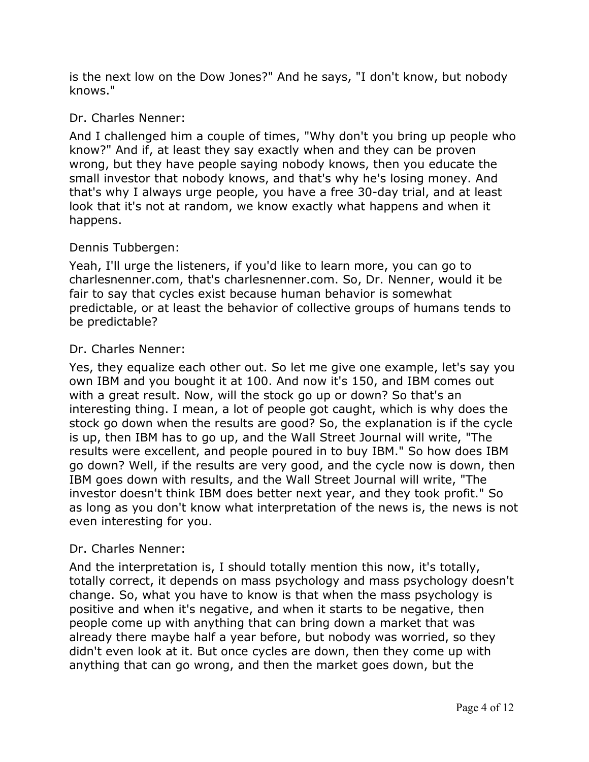is the next low on the Dow Jones?" And he says, "I don't know, but nobody knows."

Dr. Charles Nenner:

And I challenged him a couple of times, "Why don't you bring up people who know?" And if, at least they say exactly when and they can be proven wrong, but they have people saying nobody knows, then you educate the small investor that nobody knows, and that's why he's losing money. And that's why I always urge people, you have a free 30-day trial, and at least look that it's not at random, we know exactly what happens and when it happens.

Dennis Tubbergen:

Yeah, I'll urge the listeners, if you'd like to learn more, you can go to charlesnenner.com, that's charlesnenner.com. So, Dr. Nenner, would it be fair to say that cycles exist because human behavior is somewhat predictable, or at least the behavior of collective groups of humans tends to be predictable?

Dr. Charles Nenner:

Yes, they equalize each other out. So let me give one example, let's say you own IBM and you bought it at 100. And now it's 150, and IBM comes out with a great result. Now, will the stock go up or down? So that's an interesting thing. I mean, a lot of people got caught, which is why does the stock go down when the results are good? So, the explanation is if the cycle is up, then IBM has to go up, and the Wall Street Journal will write, "The results were excellent, and people poured in to buy IBM." So how does IBM go down? Well, if the results are very good, and the cycle now is down, then IBM goes down with results, and the Wall Street Journal will write, "The investor doesn't think IBM does better next year, and they took profit." So as long as you don't know what interpretation of the news is, the news is not even interesting for you.

Dr. Charles Nenner:

And the interpretation is, I should totally mention this now, it's totally, totally correct, it depends on mass psychology and mass psychology doesn't change. So, what you have to know is that when the mass psychology is positive and when it's negative, and when it starts to be negative, then people come up with anything that can bring down a market that was already there maybe half a year before, but nobody was worried, so they didn't even look at it. But once cycles are down, then they come up with anything that can go wrong, and then the market goes down, but the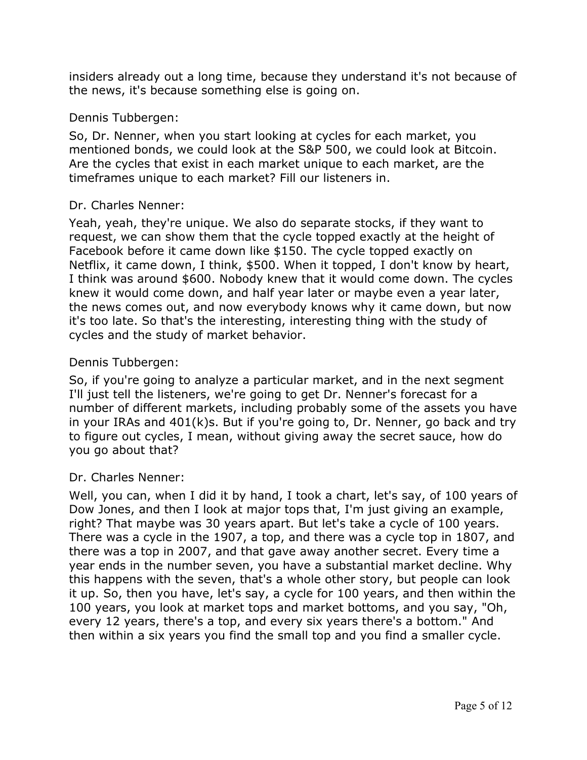insiders already out a long time, because they understand it's not because of the news, it's because something else is going on.

Dennis Tubbergen:

So, Dr. Nenner, when you start looking at cycles for each market, you mentioned bonds, we could look at the S&P 500, we could look at Bitcoin. Are the cycles that exist in each market unique to each market, are the timeframes unique to each market? Fill our listeners in.

Dr. Charles Nenner:

Yeah, yeah, they're unique. We also do separate stocks, if they want to request, we can show them that the cycle topped exactly at the height of Facebook before it came down like $150. The cycle topped exactly on Netflix, it came down, I think, $500. When it topped, I don't know by heart, I think was around $600. Nobody knew that it would come down. The cycles knew it would come down, and half year later or maybe even a year later, the news comes out, and now everybody knows why it came down, but now it's too late. So that's the interesting, interesting thing with the study of cycles and the study of market behavior.

Dennis Tubbergen:

So, if you're going to analyze a particular market, and in the next segment I'll just tell the listeners, we're going to get Dr. Nenner's forecast for a number of different markets, including probably some of the assets you have in your IRAs and 401(k)s. But if you're going to, Dr. Nenner, go back and try to figure out cycles, I mean, without giving away the secret sauce, how do you go about that?

Dr. Charles Nenner:

Well, you can, when I did it by hand, I took a chart, let's say, of 100 years of Dow Jones, and then I look at major tops that, I'm just giving an example, right? That maybe was 30 years apart. But let's take a cycle of 100 years. There was a cycle in the 1907, a top, and there was a cycle top in 1807, and there was a top in 2007, and that gave away another secret. Every time a year ends in the number seven, you have a substantial market decline. Why this happens with the seven, that's a whole other story, but people can look it up. So, then you have, let's say, a cycle for 100 years, and then within the 100 years, you look at market tops and market bottoms, and you say, "Oh, every 12 years, there's a top, and every six years there's a bottom." And then within a six years you find the small top and you find a smaller cycle.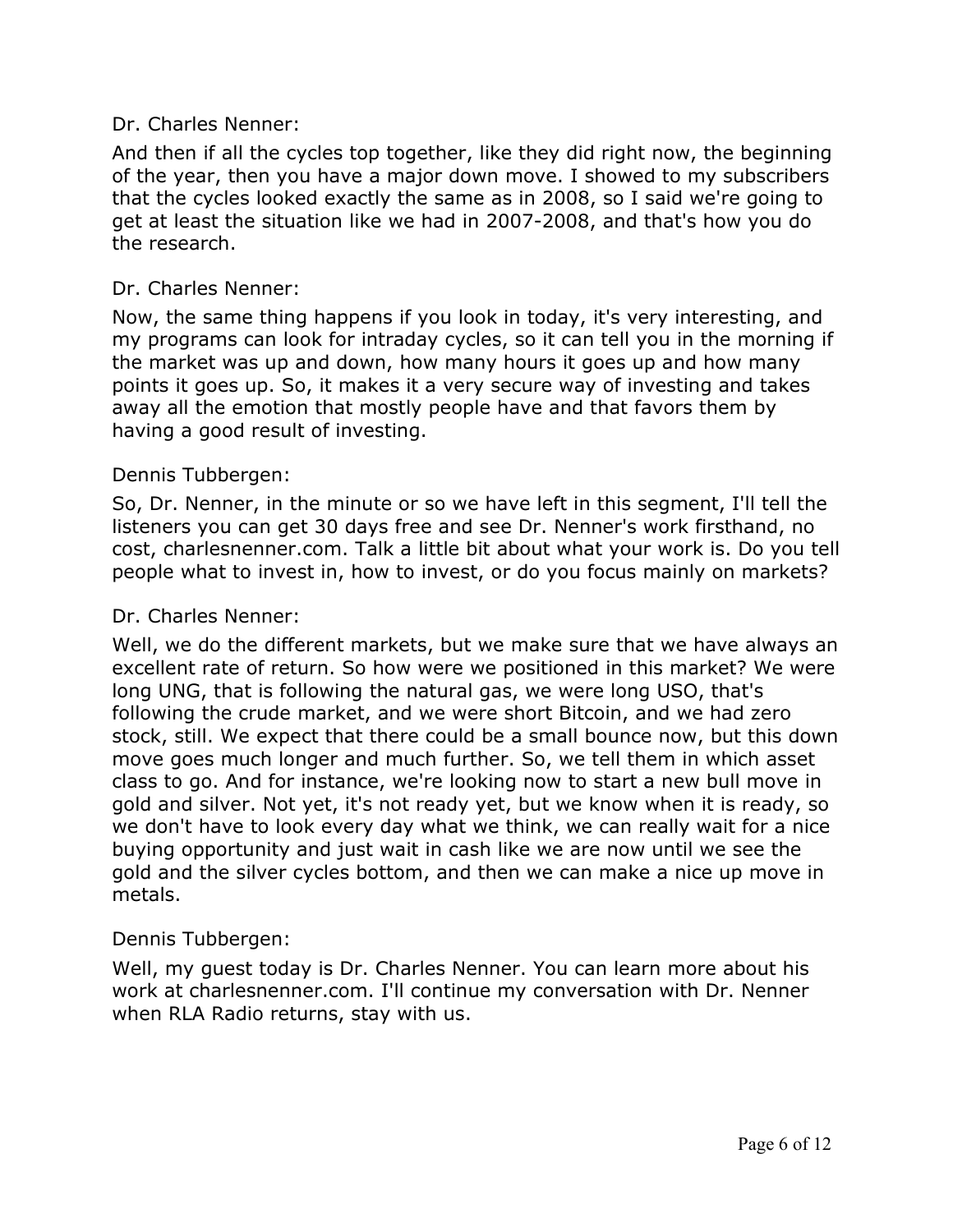Dr. Charles Nenner:

And then if all the cycles top together, like they did right now, the beginning of the year, then you have a major down move. I showed to my subscribers that the cycles looked exactly the same as in 2008, so I said we're going to get at least the situation like we had in 2007-2008, and that's how you do the research.

Dr. Charles Nenner:

Now, the same thing happens if you look in today, it's very interesting, and my programs can look for intraday cycles, so it can tell you in the morning if the market was up and down, how many hours it goes up and how many points it goes up. So, it makes it a very secure way of investing and takes away all the emotion that mostly people have and that favors them by having a good result of investing.

Dennis Tubbergen:

So, Dr. Nenner, in the minute or so we have left in this segment, I'll tell the listeners you can get 30 days free and see Dr. Nenner's work firsthand, no cost, charlesnenner.com. Talk a little bit about what your work is. Do you tell people what to invest in, how to invest, or do you focus mainly on markets?

Dr. Charles Nenner:

Well, we do the different markets, but we make sure that we have always an excellent rate of return. So how were we positioned in this market? We were long UNG, that is following the natural gas, we were long USO, that's following the crude market, and we were short Bitcoin, and we had zero stock, still. We expect that there could be a small bounce now, but this down move goes much longer and much further. So, we tell them in which asset class to go. And for instance, we're looking now to start a new bull move in gold and silver. Not yet, it's not ready yet, but we know when it is ready, so we don't have to look every day what we think, we can really wait for a nice buying opportunity and just wait in cash like we are now until we see the gold and the silver cycles bottom, and then we can make a nice up move in metals.

Dennis Tubbergen:

Well, my guest today is Dr. Charles Nenner. You can learn more about his work at charlesnenner.com. I'll continue my conversation with Dr. Nenner when RLA Radio returns, stay with us.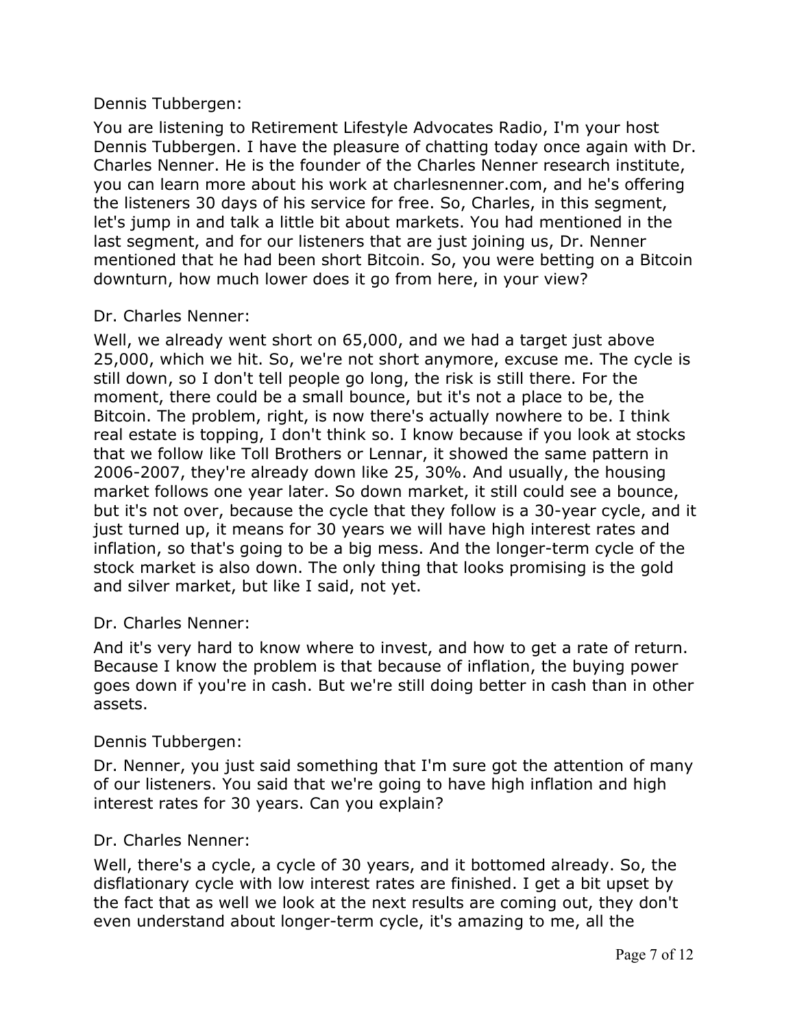Dennis Tubbergen:

You are listening to Retirement Lifestyle Advocates Radio, I'm your host Dennis Tubbergen. I have the pleasure of chatting today once again with Dr. Charles Nenner. He is the founder of the Charles Nenner research institute, you can learn more about his work at charlesnenner.com, and he's offering the listeners 30 days of his service for free. So, Charles, in this segment, let's jump in and talk a little bit about markets. You had mentioned in the last segment, and for our listeners that are just joining us, Dr. Nenner mentioned that he had been short Bitcoin. So, you were betting on a Bitcoin downturn, how much lower does it go from here, in your view?

Dr. Charles Nenner:

Well, we already went short on 65,000, and we had a target just above 25,000, which we hit. So, we're not short anymore, excuse me. The cycle is still down, so I don't tell people go long, the risk is still there. For the moment, there could be a small bounce, but it's not a place to be, the Bitcoin. The problem, right, is now there's actually nowhere to be. I think real estate is topping, I don't think so. I know because if you look at stocks that we follow like Toll Brothers or Lennar, it showed the same pattern in 2006-2007, they're already down like 25, 30%. And usually, the housing market follows one year later. So down market, it still could see a bounce, but it's not over, because the cycle that they follow is a 30-year cycle, and it just turned up, it means for 30 years we will have high interest rates and inflation, so that's going to be a big mess. And the longer-term cycle of the stock market is also down. The only thing that looks promising is the gold and silver market, but like I said, not yet.

Dr. Charles Nenner:

And it's very hard to know where to invest, and how to get a rate of return. Because I know the problem is that because of inflation, the buying power goes down if you're in cash. But we're still doing better in cash than in other assets.

Dennis Tubbergen:

Dr. Nenner, you just said something that I'm sure got the attention of many of our listeners. You said that we're going to have high inflation and high interest rates for 30 years. Can you explain?

Dr. Charles Nenner:

Well, there's a cycle, a cycle of 30 years, and it bottomed already. So, the disflationary cycle with low interest rates are finished. I get a bit upset by the fact that as well we look at the next results are coming out, they don't even understand about longer-term cycle, it's amazing to me, all the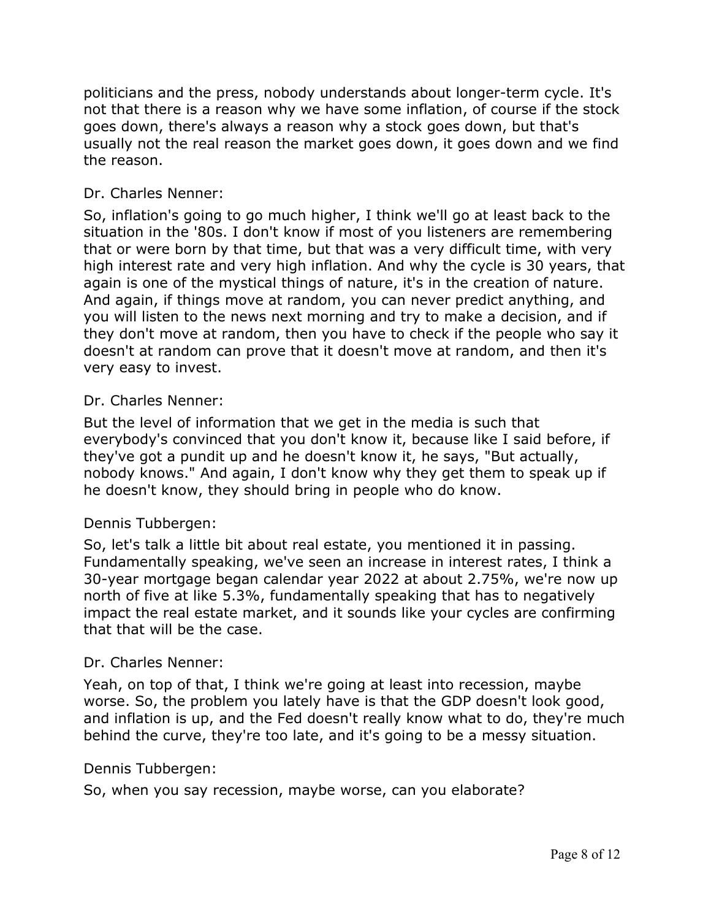politicians and the press, nobody understands about longer-term cycle. It's not that there is a reason why we have some inflation, of course if the stock goes down, there's always a reason why a stock goes down, but that's usually not the real reason the market goes down, it goes down and we find the reason.

Dr. Charles Nenner:

So, inflation's going to go much higher, I think we'll go at least back to the situation in the '80s. I don't know if most of you listeners are remembering that or were born by that time, but that was a very difficult time, with very high interest rate and very high inflation. And why the cycle is 30 years, that again is one of the mystical things of nature, it's in the creation of nature. And again, if things move at random, you can never predict anything, and you will listen to the news next morning and try to make a decision, and if they don't move at random, then you have to check if the people who say it doesn't at random can prove that it doesn't move at random, and then it's very easy to invest.

Dr. Charles Nenner:

But the level of information that we get in the media is such that everybody's convinced that you don't know it, because like I said before, if they've got a pundit up and he doesn't know it, he says, "But actually, nobody knows." And again, I don't know why they get them to speak up if he doesn't know, they should bring in people who do know.

Dennis Tubbergen:

So, let's talk a little bit about real estate, you mentioned it in passing. Fundamentally speaking, we've seen an increase in interest rates, I think a 30-year mortgage began calendar year 2022 at about 2.75%, we're now up north of five at like 5.3%, fundamentally speaking that has to negatively impact the real estate market, and it sounds like your cycles are confirming that that will be the case.

Dr. Charles Nenner:

Yeah, on top of that, I think we're going at least into recession, maybe worse. So, the problem you lately have is that the GDP doesn't look good, and inflation is up, and the Fed doesn't really know what to do, they're much behind the curve, they're too late, and it's going to be a messy situation.

Dennis Tubbergen:

So, when you say recession, maybe worse, can you elaborate?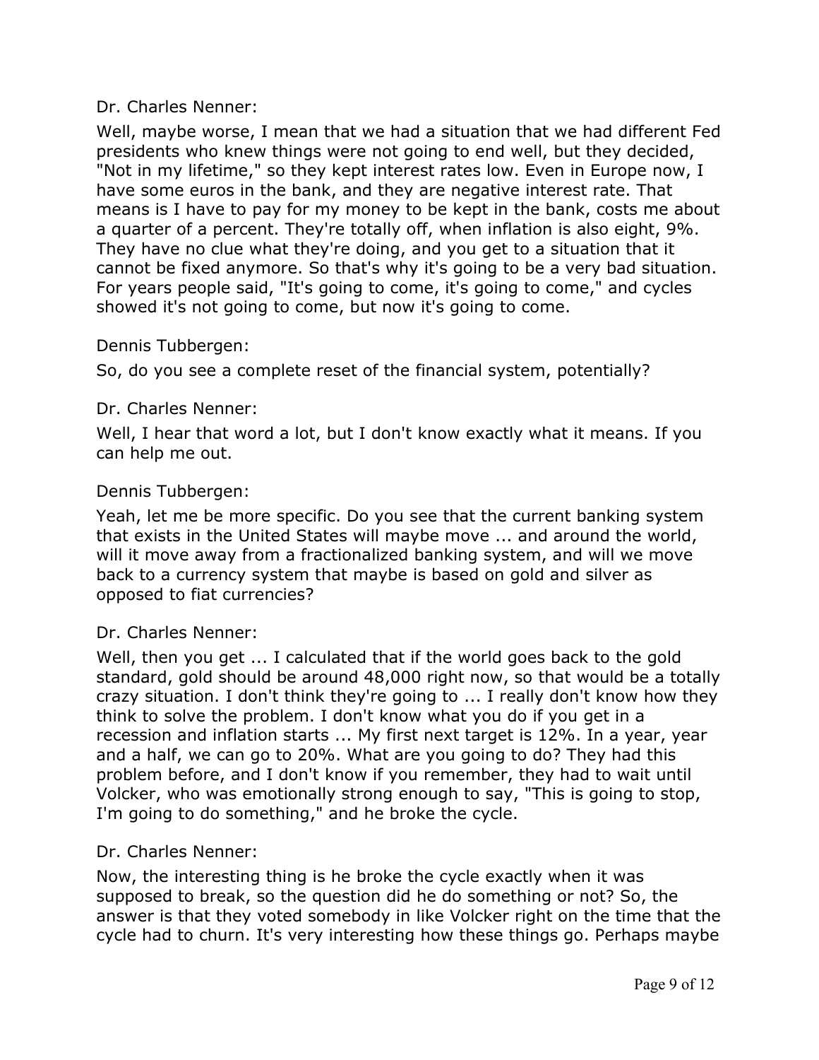Dr. Charles Nenner:

Well, maybe worse, I mean that we had a situation that we had different Fed presidents who knew things were not going to end well, but they decided, "Not in my lifetime," so they kept interest rates low. Even in Europe now, I have some euros in the bank, and they are negative interest rate. That means is I have to pay for my money to be kept in the bank, costs me about a quarter of a percent. They're totally off, when inflation is also eight, 9%. They have no clue what they're doing, and you get to a situation that it cannot be fixed anymore. So that's why it's going to be a very bad situation. For years people said, "It's going to come, it's going to come," and cycles showed it's not going to come, but now it's going to come.

Dennis Tubbergen:

So, do you see a complete reset of the financial system, potentially?

Dr. Charles Nenner:

Well, I hear that word a lot, but I don't know exactly what it means. If you can help me out.

Dennis Tubbergen:

Yeah, let me be more specific. Do you see that the current banking system that exists in the United States will maybe move ... and around the world, will it move away from a fractionalized banking system, and will we move back to a currency system that maybe is based on gold and silver as opposed to fiat currencies?

Dr. Charles Nenner:

Well, then you get ... I calculated that if the world goes back to the gold standard, gold should be around 48,000 right now, so that would be a totally crazy situation. I don't think they're going to ... I really don't know how they think to solve the problem. I don't know what you do if you get in a recession and inflation starts ... My first next target is 12%. In a year, year and a half, we can go to 20%. What are you going to do? They had this problem before, and I don't know if you remember, they had to wait until Volcker, who was emotionally strong enough to say, "This is going to stop, I'm going to do something," and he broke the cycle.

Dr. Charles Nenner:

Now, the interesting thing is he broke the cycle exactly when it was supposed to break, so the question did he do something or not? So, the answer is that they voted somebody in like Volcker right on the time that the cycle had to churn. It's very interesting how these things go. Perhaps maybe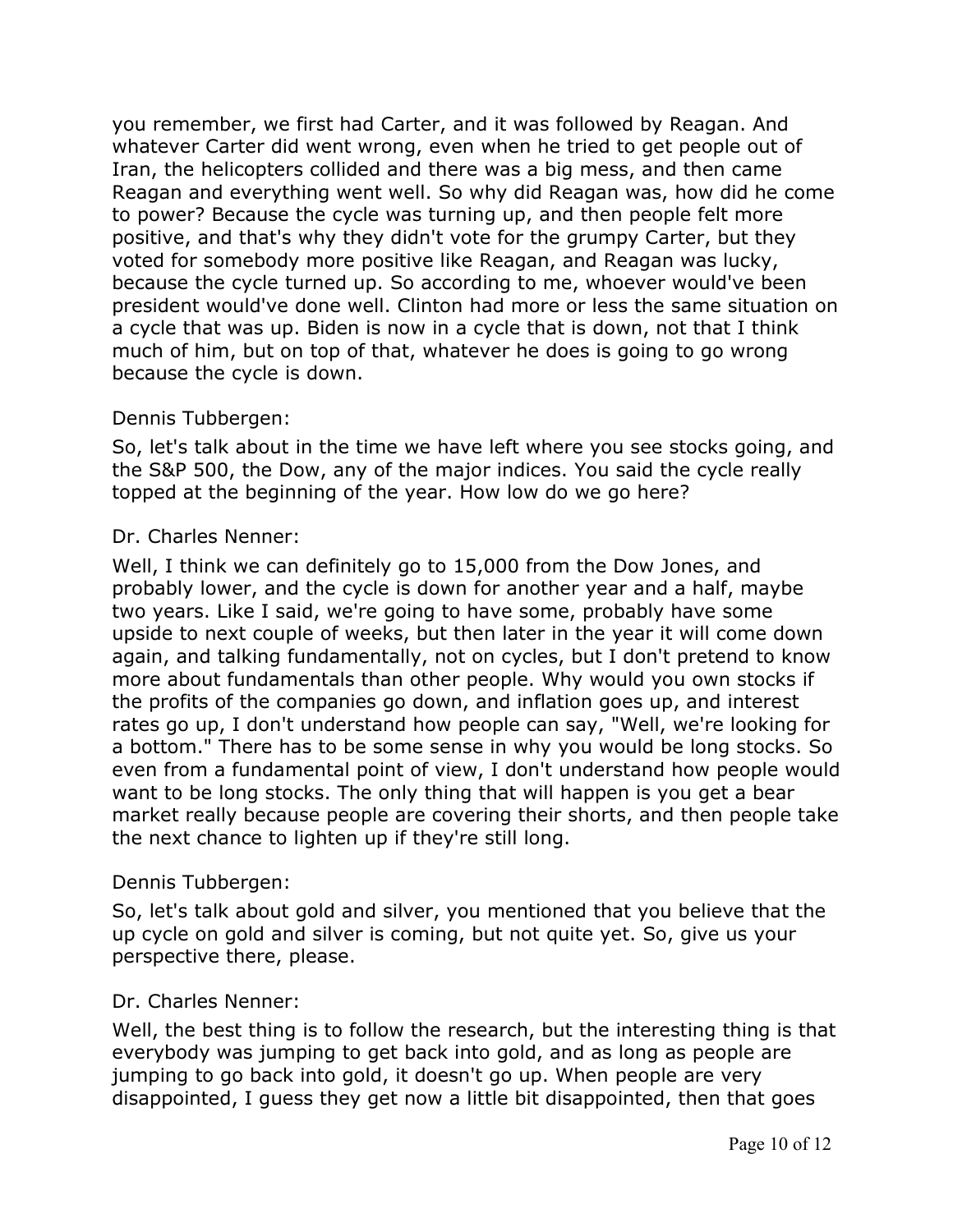you remember, we first had Carter, and it was followed by Reagan. And whatever Carter did went wrong, even when he tried to get people out of Iran, the helicopters collided and there was a big mess, and then came Reagan and everything went well. So why did Reagan was, how did he come to power? Because the cycle was turning up, and then people felt more positive, and that's why they didn't vote for the grumpy Carter, but they voted for somebody more positive like Reagan, and Reagan was lucky, because the cycle turned up. So according to me, whoever would've been president would've done well. Clinton had more or less the same situation on a cycle that was up. Biden is now in a cycle that is down, not that I think much of him, but on top of that, whatever he does is going to go wrong because the cycle is down.

Dennis Tubbergen:

So, let's talk about in the time we have left where you see stocks going, and the S&P 500, the Dow, any of the major indices. You said the cycle really topped at the beginning of the year. How low do we go here?

Dr. Charles Nenner:

Well, I think we can definitely go to 15,000 from the Dow Jones, and probably lower, and the cycle is down for another year and a half, maybe two years. Like I said, we're going to have some, probably have some upside to next couple of weeks, but then later in the year it will come down again, and talking fundamentally, not on cycles, but I don't pretend to know more about fundamentals than other people. Why would you own stocks if the profits of the companies go down, and inflation goes up, and interest rates go up, I don't understand how people can say, "Well, we're looking for a bottom." There has to be some sense in why you would be long stocks. So even from a fundamental point of view, I don't understand how people would want to be long stocks. The only thing that will happen is you get a bear market really because people are covering their shorts, and then people take the next chance to lighten up if they're still long.

Dennis Tubbergen:

So, let's talk about gold and silver, you mentioned that you believe that the up cycle on gold and silver is coming, but not quite yet. So, give us your perspective there, please.

Dr. Charles Nenner:

Well, the best thing is to follow the research, but the interesting thing is that everybody was jumping to get back into gold, and as long as people are jumping to go back into gold, it doesn't go up. When people are very disappointed, I guess they get now a little bit disappointed, then that goes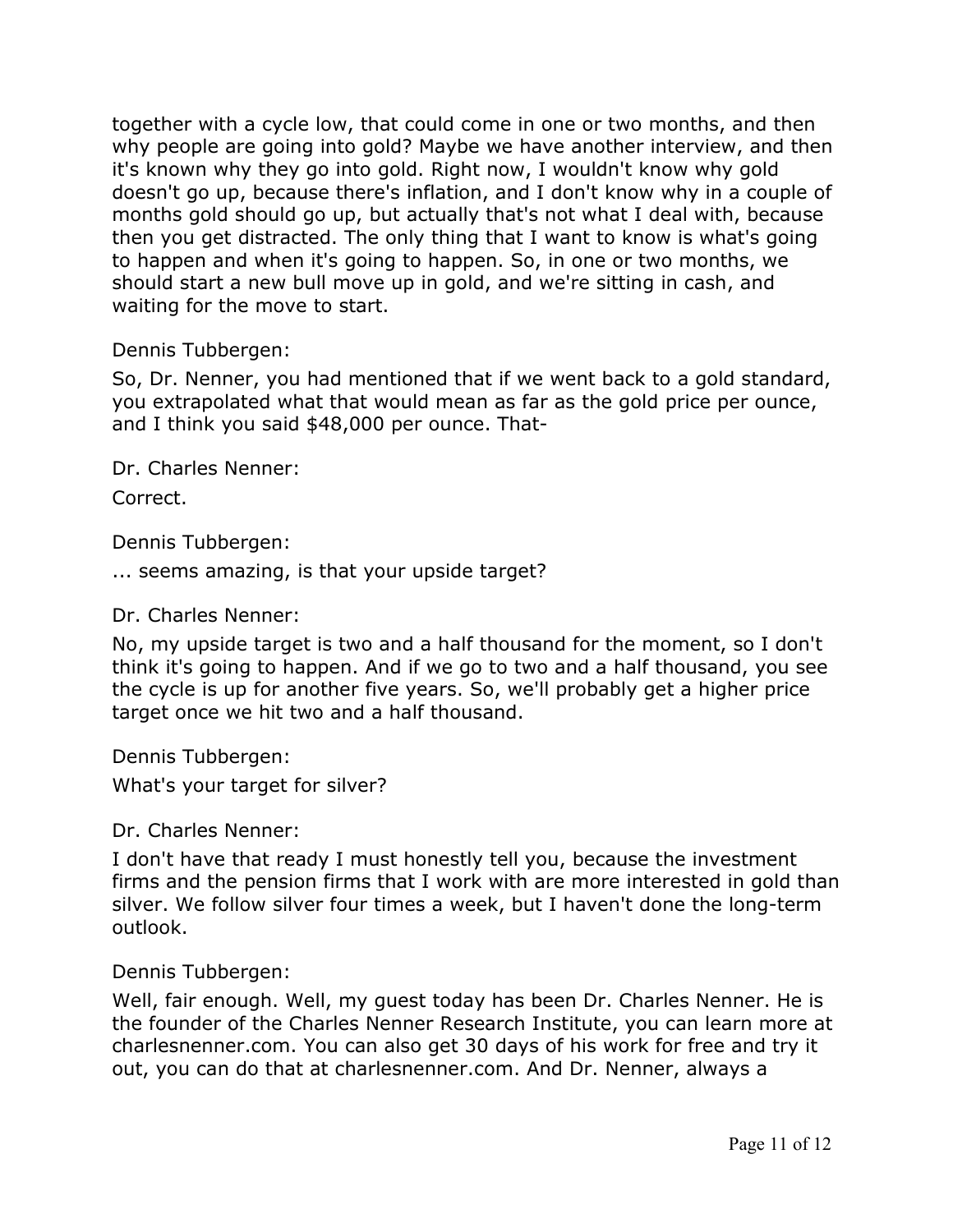together with a cycle low, that could come in one or two months, and then why people are going into gold? Maybe we have another interview, and then it's known why they go into gold. Right now, I wouldn't know why gold doesn't go up, because there's inflation, and I don't know why in a couple of months gold should go up, but actually that's not what I deal with, because then you get distracted. The only thing that I want to know is what's going to happen and when it's going to happen. So, in one or two months, we should start a new bull move up in gold, and we're sitting in cash, and waiting for the move to start.

Dennis Tubbergen:

So, Dr. Nenner, you had mentioned that if we went back to a gold standard, you extrapolated what that would mean as far as the gold price per ounce, and I think you said $48,000 per ounce. That-

Dr. Charles Nenner:

Correct.

Dennis Tubbergen:

... seems amazing, is that your upside target?

Dr. Charles Nenner:

No, my upside target is two and a half thousand for the moment, so I don't think it's going to happen. And if we go to two and a half thousand, you see the cycle is up for another five years. So, we'll probably get a higher price target once we hit two and a half thousand.

Dennis Tubbergen:

What's your target for silver?

Dr. Charles Nenner:

I don't have that ready I must honestly tell you, because the investment firms and the pension firms that I work with are more interested in gold than silver. We follow silver four times a week, but I haven't done the long-term outlook.

Dennis Tubbergen:

Well, fair enough. Well, my guest today has been Dr. Charles Nenner. He is the founder of the Charles Nenner Research Institute, you can learn more at charlesnenner.com. You can also get 30 days of his work for free and try it out, you can do that at charlesnenner.com. And Dr. Nenner, always a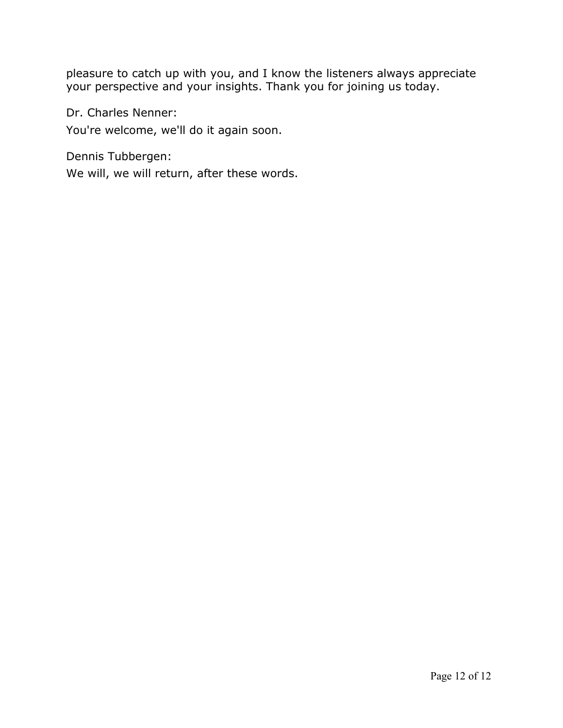pleasure to catch up with you, and I know the listeners always appreciate your perspective and your insights. Thank you for joining us today.

Dr. Charles Nenner:

You're welcome, we'll do it again soon.

Dennis Tubbergen:

We will, we will return, after these words.